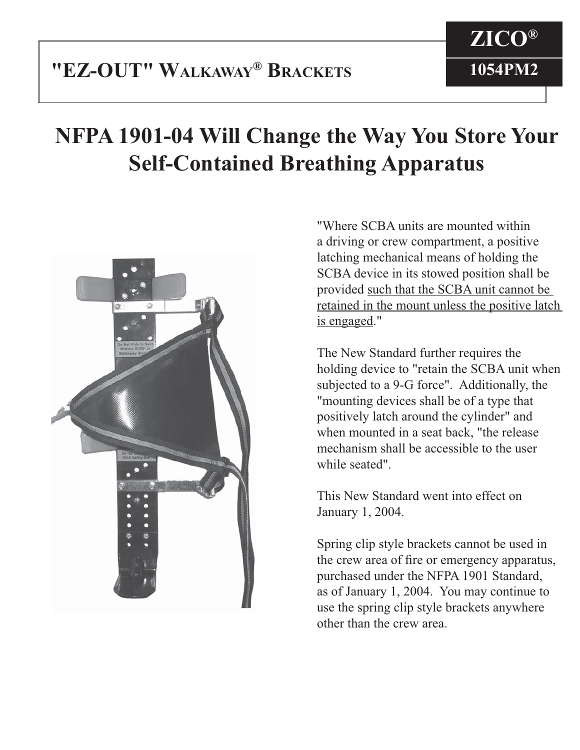# "EZ-OUT" WALKAWAY® BRACKETS

ZICO®

1054PM2

## NFPA 1901-04 Will Change the Way You Store Your Self-Contained Breathing Apparatus

"Where SCBA units are mounted within a driving or crew compartment, a positive latching mechanical means of holding the SCBA device in its stowed position shall be provided <u>such that the SCBA unit cannot be retained in the mount unless the positive latch is engaged</u>."

The New Standard further requires the holding device to "retain the SCBA unit when subjected to a 9-G force". Additionally, the "mounting devices shall be of a type that positively latch around the cylinder" and when mounted in a seat back, "the release mechanism shall be accessible to the user while seated".

This New Standard went into effect on January 1, 2004.

Spring clip style brackets cannot be used in the crew area of fire or emergency apparatus, purchased under the NFPA 1901 Standard, as of January 1, 2004. You may continue to use the spring clip style brackets anywhere other than the crew area.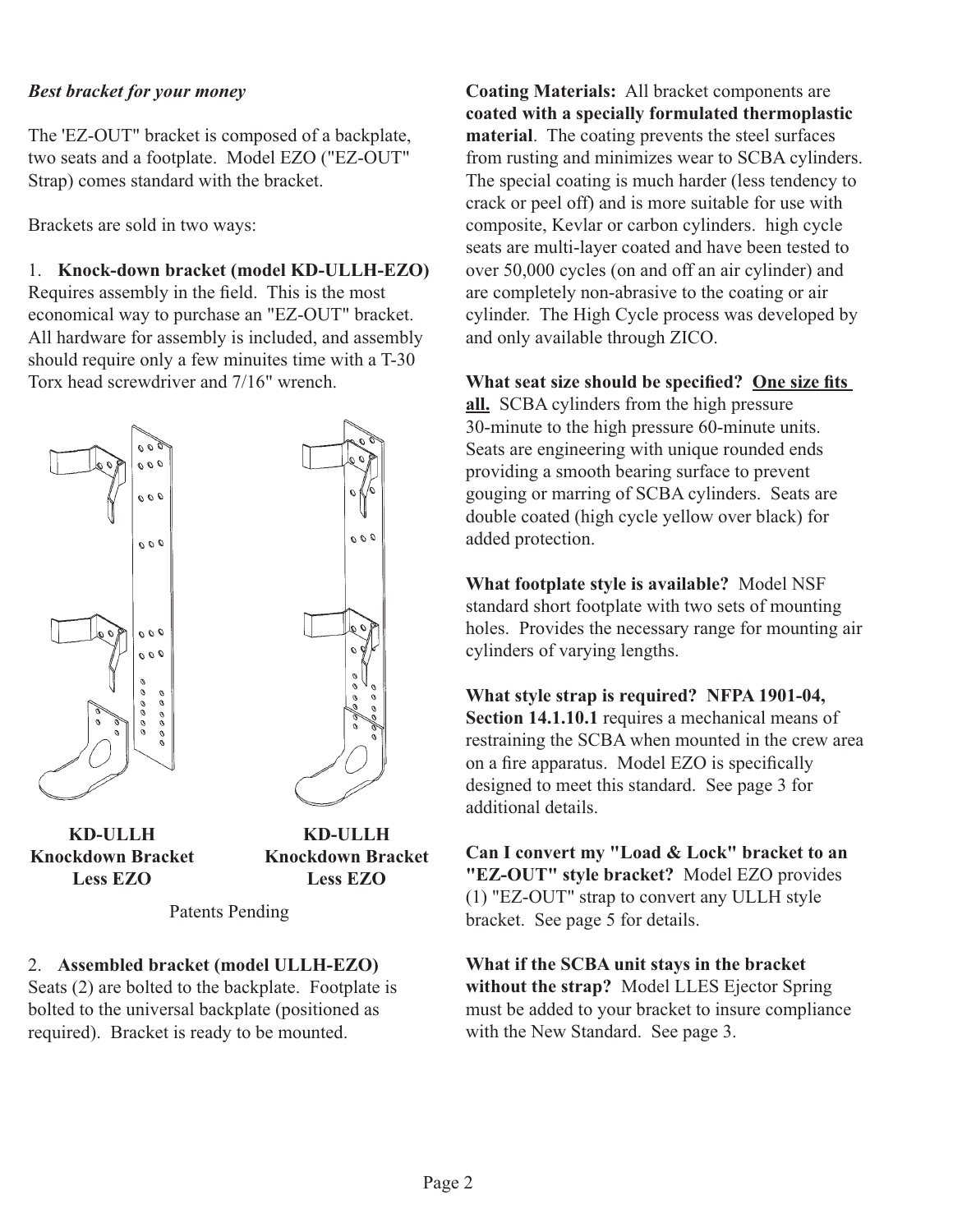***Best bracket for your money***

The 'EZ-OUT" bracket is composed of a backplate, two seats and a footplate. Model EZO ("EZ-OUT" Strap) comes standard with the bracket.

Brackets are sold in two ways:

1. **Knock-down bracket (model KD-ULLH-EZO)** Requires assembly in the field. This is the most economical way to purchase an "EZ-OUT" bracket. All hardware for assembly is included, and assembly should require only a few minuites time with a T-30 Torx head screwdriver and 7/16" wrench.

**KD-ULLH Knockdown Bracket Less EZO**

**KD-ULLH Knockdown Bracket Less EZO**

Patents Pending

2. **Assembled bracket (model ULLH-EZO)** Seats (2) are bolted to the backplate. Footplate is bolted to the universal backplate (positioned as required). Bracket is ready to be mounted.

**Coating Materials:** All bracket components are **coated with a specially formulated thermoplastic material**. The coating prevents the steel surfaces from rusting and minimizes wear to SCBA cylinders. The special coating is much harder (less tendency to crack or peel off) and is more suitable for use with composite, Kevlar or carbon cylinders. high cycle seats are multi-layer coated and have been tested to over 50,000 cycles (on and off an air cylinder) and are completely non-abrasive to the coating or air cylinder. The High Cycle process was developed by and only available through ZICO.

**What seat size should be specified? <u>One size fits all.</u>** SCBA cylinders from the high pressure 30-minute to the high pressure 60-minute units. Seats are engineering with unique rounded ends providing a smooth bearing surface to prevent gouging or marring of SCBA cylinders. Seats are double coated (high cycle yellow over black) for added protection.

**What footplate style is available?** Model NSF standard short footplate with two sets of mounting holes. Provides the necessary range for mounting air cylinders of varying lengths.

**What style strap is required? NFPA 1901-04, Section 14.1.10.1** requires a mechanical means of restraining the SCBA when mounted in the crew area on a fire apparatus. Model EZO is specifically designed to meet this standard. See page 3 for additional details.

**Can I convert my "Load & Lock" bracket to an "EZ-OUT" style bracket?** Model EZO provides (1) "EZ-OUT" strap to convert any ULLH style bracket. See page 5 for details.

**What if the SCBA unit stays in the bracket without the strap?** Model LLES Ejector Spring must be added to your bracket to insure compliance with the New Standard. See page 3.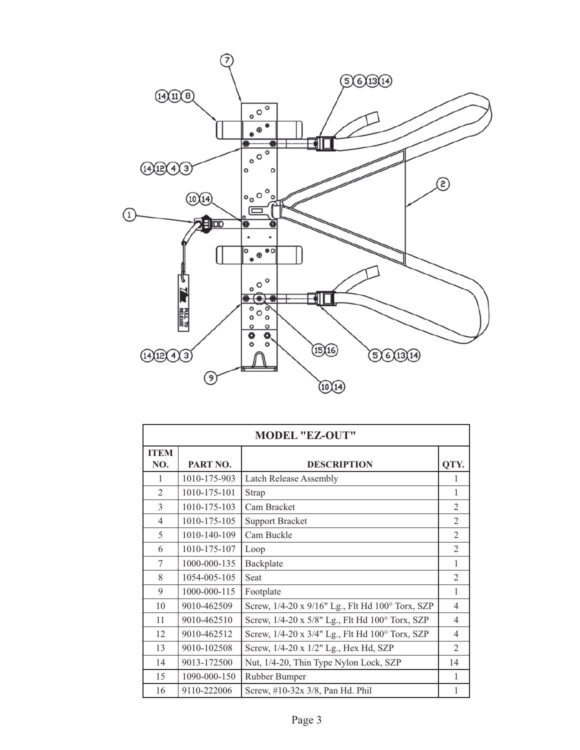| MODEL "EZ-OUT" | | | |
|---|---|---|---|
| **ITEM NO.** | **PART NO.** | **DESCRIPTION** | **QTY.** |
| 1 | 1010-175-903 | Latch Release Assembly | 1 |
| 2 | 1010-175-101 | Strap | 1 |
| 3 | 1010-175-103 | Cam Bracket | 2 |
| 4 | 1010-175-105 | Support Bracket | 2 |
| 5 | 1010-140-109 | Cam Buckle | 2 |
| 6 | 1010-175-107 | Loop | 2 |
| 7 | 1000-000-135 | Backplate | 1 |
| 8 | 1054-005-105 | Seat | 2 |
| 9 | 1000-000-115 | Footplate | 1 |
| 10 | 9010-462509 | Screw, 1/4-20 x 9/16" Lg., Flt Hd 100° Torx, SZP | 4 |
| 11 | 9010-462510 | Screw, 1/4-20 x 5/8" Lg., Flt Hd 100° Torx, SZP | 4 |
| 12 | 9010-462512 | Screw, 1/4-20 x 3/4" Lg., Flt Hd 100° Torx, SZP | 4 |
| 13 | 9010-102508 | Screw, 1/4-20 x 1/2" Lg., Hex Hd, SZP | 2 |
| 14 | 9013-172500 | Nut, 1/4-20, Thin Type Nylon Lock, SZP | 14 |
| 15 | 1090-000-150 | Rubber Bumper | 1 |
| 16 | 9110-222006 | Screw, #10-32x 3/8, Pan Hd. Phil | 1 |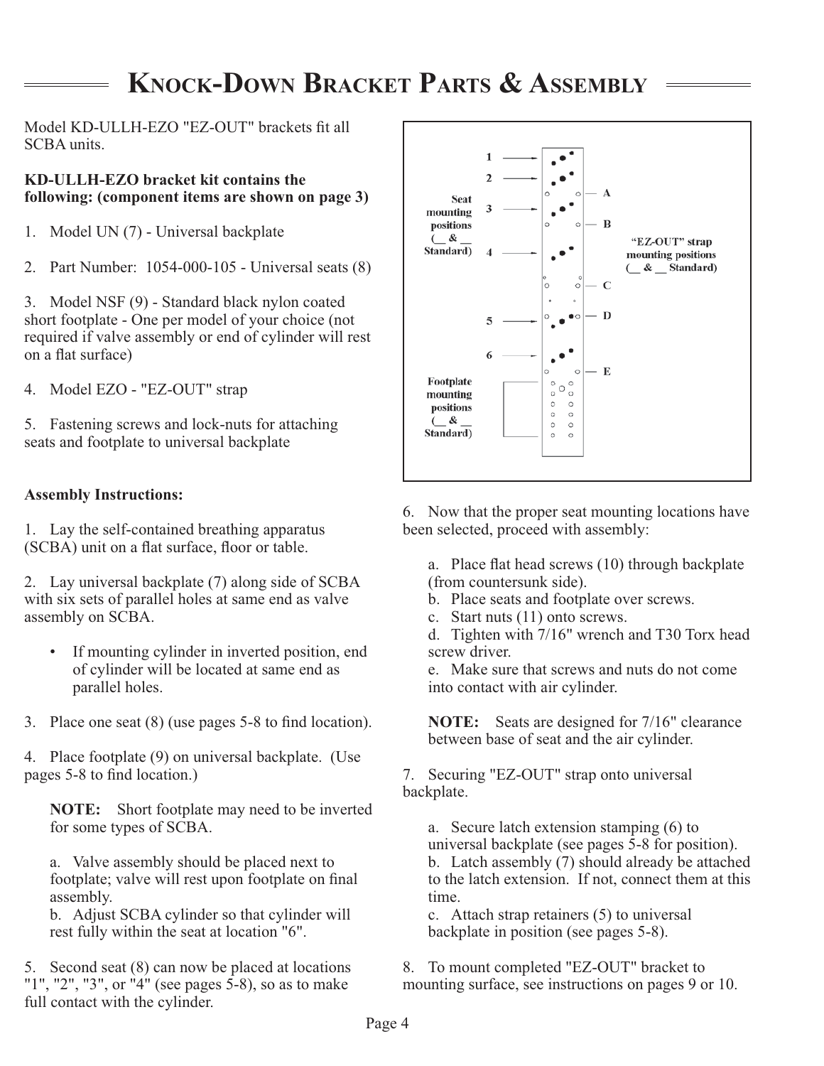# Knock-Down Bracket Parts & Assembly

Model KD-ULLH-EZO "EZ-OUT" brackets fit all SCBA units.

**KD-ULLH-EZO bracket kit contains the following: (component items are shown on page 3)**

1. Model UN (7) - Universal backplate

2. Part Number: 1054-000-105 - Universal seats (8)

3. Model NSF (9) - Standard black nylon coated short footplate - One per model of your choice (not required if valve assembly or end of cylinder will rest on a flat surface)

4. Model EZO - "EZ-OUT" strap

5. Fastening screws and lock-nuts for attaching seats and footplate to universal backplate

**Assembly Instructions:**

1. Lay the self-contained breathing apparatus (SCBA) unit on a flat surface, floor or table.

2. Lay universal backplate (7) along side of SCBA with six sets of parallel holes at same end as valve assembly on SCBA.

   - If mounting cylinder in inverted position, end of cylinder will be located at same end as parallel holes.

3. Place one seat (8) (use pages 5-8 to find location).

4. Place footplate (9) on universal backplate. (Use pages 5-8 to find location.)

   **NOTE:** Short footplate may need to be inverted for some types of SCBA.

   a. Valve assembly should be placed next to footplate; valve will rest upon footplate on final assembly.
   b. Adjust SCBA cylinder so that cylinder will rest fully within the seat at location "6".

5. Second seat (8) can now be placed at locations "1", "2", "3", or "4" (see pages 5-8), so as to make full contact with the cylinder.

Seat mounting positions (__ & __ Standard): 1, 2, 3, 4, 5, 6

"EZ-OUT" strap mounting positions (__ & __ Standard): A, B, C, D, E

Footplate mounting positions (__ & __ Standard)

6. Now that the proper seat mounting locations have been selected, proceed with assembly:

   a. Place flat head screws (10) through backplate (from countersunk side).
   b. Place seats and footplate over screws.
   c. Start nuts (11) onto screws.
   d. Tighten with 7/16" wrench and T30 Torx head screw driver.
   e. Make sure that screws and nuts do not come into contact with air cylinder.

   **NOTE:** Seats are designed for 7/16" clearance between base of seat and the air cylinder.

7. Securing "EZ-OUT" strap onto universal backplate.

   a. Secure latch extension stamping (6) to universal backplate (see pages 5-8 for position).
   b. Latch assembly (7) should already be attached to the latch extension. If not, connect them at this time.
   c. Attach strap retainers (5) to universal backplate in position (see pages 5-8).

8. To mount completed "EZ-OUT" bracket to mounting surface, see instructions on pages 9 or 10.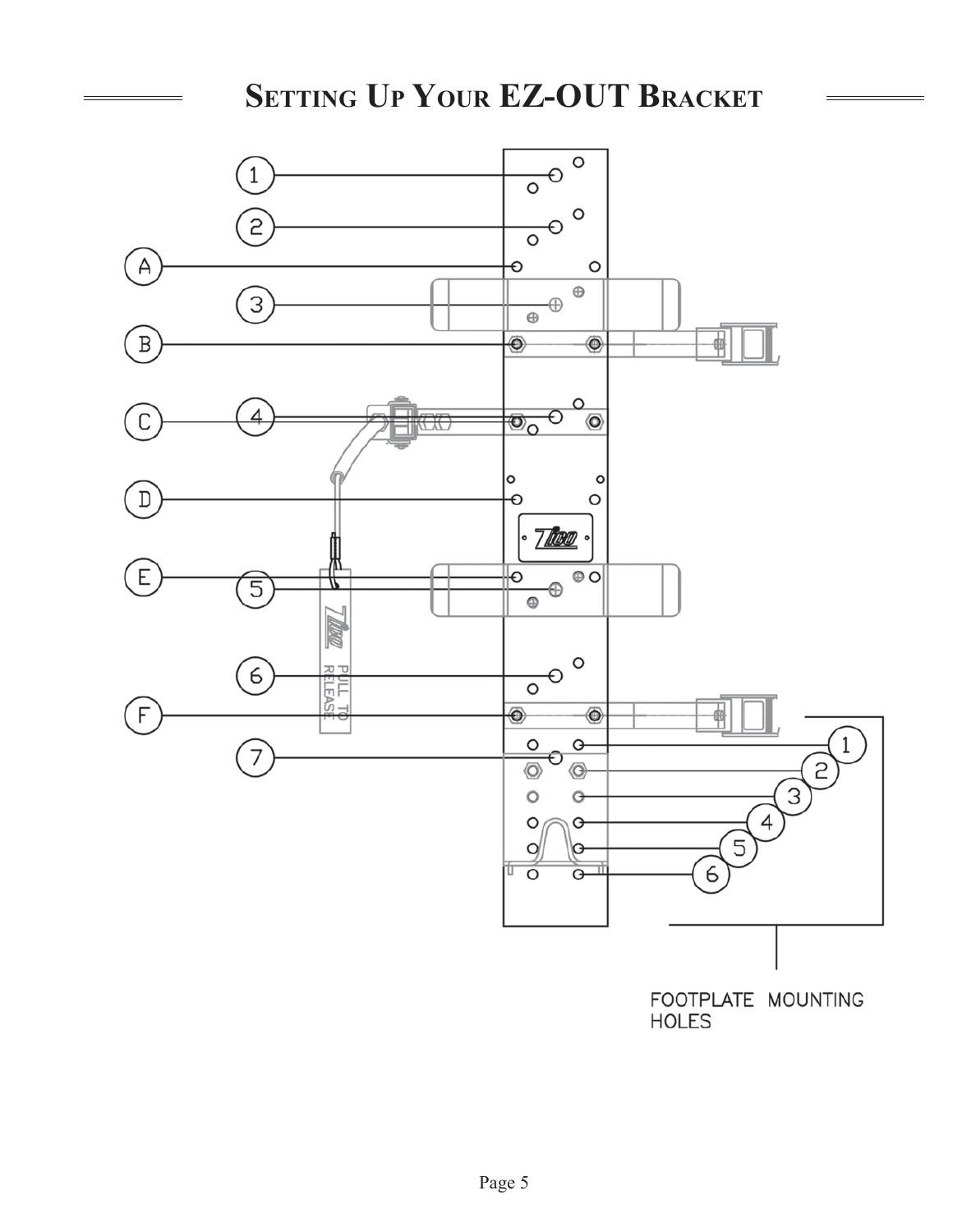# Setting Up Your EZ-OUT Bracket

1
2
A
3
B
C
4
D
E
5
6
F
7

PULL TO RELEASE

1
2
3
4
5
6

FOOTPLATE MOUNTING HOLES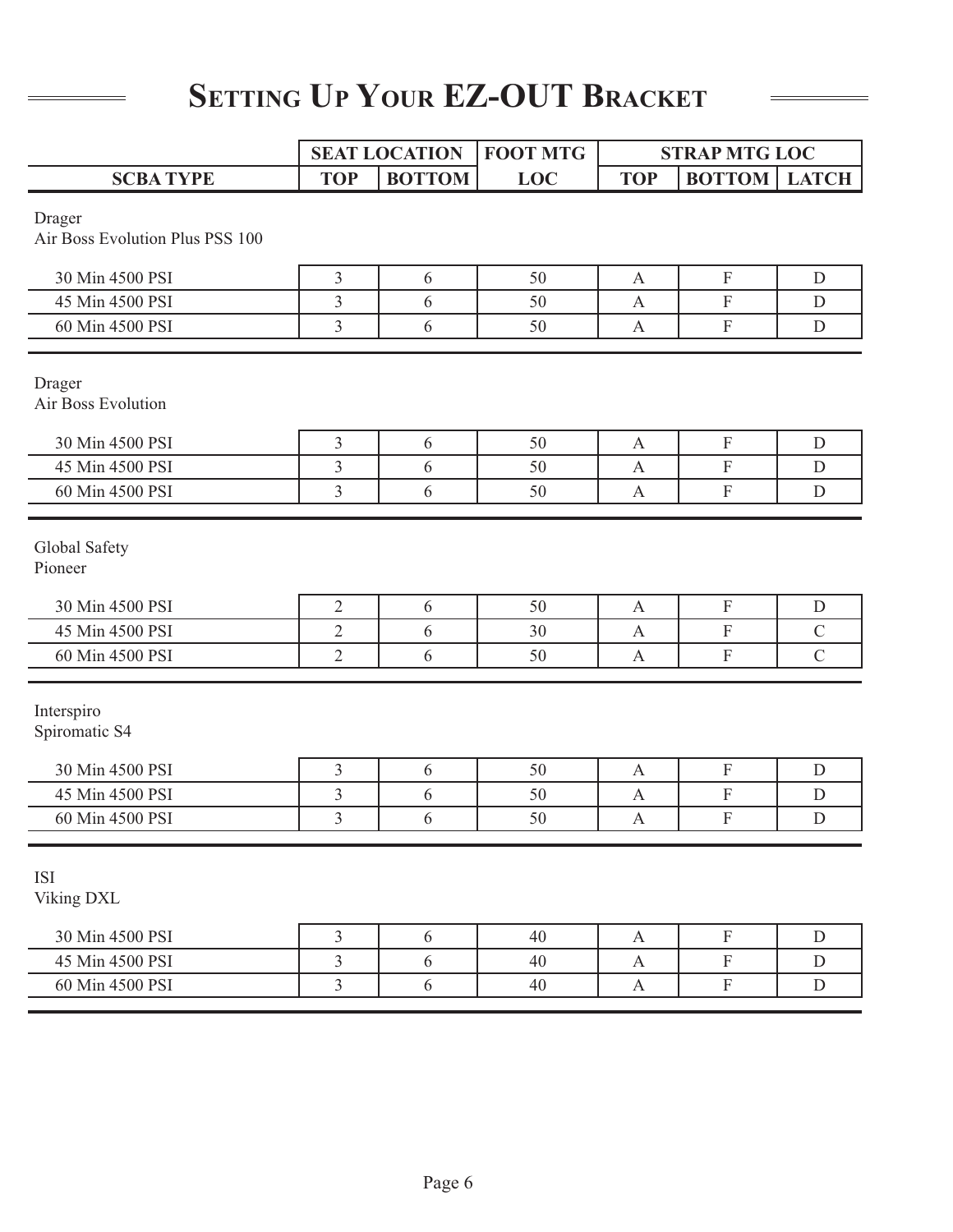# Setting Up Your EZ-OUT Bracket

| | SEAT LOCATION | | FOOT MTG | STRAP MTG LOC | | |
|---|---|---|---|---|---|---|
| SCBA TYPE | TOP | BOTTOM | LOC | TOP | BOTTOM | LATCH |
| **Drager Air Boss Evolution Plus PSS 100** | | | | | | |
| 30 Min 4500 PSI | 3 | 6 | 50 | A | F | D |
| 45 Min 4500 PSI | 3 | 6 | 50 | A | F | D |
| 60 Min 4500 PSI | 3 | 6 | 50 | A | F | D |
| **Drager Air Boss Evolution** | | | | | | |
| 30 Min 4500 PSI | 3 | 6 | 50 | A | F | D |
| 45 Min 4500 PSI | 3 | 6 | 50 | A | F | D |
| 60 Min 4500 PSI | 3 | 6 | 50 | A | F | D |
| **Global Safety Pioneer** | | | | | | |
| 30 Min 4500 PSI | 2 | 6 | 50 | A | F | D |
| 45 Min 4500 PSI | 2 | 6 | 30 | A | F | C |
| 60 Min 4500 PSI | 2 | 6 | 50 | A | F | C |
| **Interspiro Spiromatic S4** | | | | | | |
| 30 Min 4500 PSI | 3 | 6 | 50 | A | F | D |
| 45 Min 4500 PSI | 3 | 6 | 50 | A | F | D |
| 60 Min 4500 PSI | 3 | 6 | 50 | A | F | D |
| **ISI Viking DXL** | | | | | | |
| 30 Min 4500 PSI | 3 | 6 | 40 | A | F | D |
| 45 Min 4500 PSI | 3 | 6 | 40 | A | F | D |
| 60 Min 4500 PSI | 3 | 6 | 40 | A | F | D |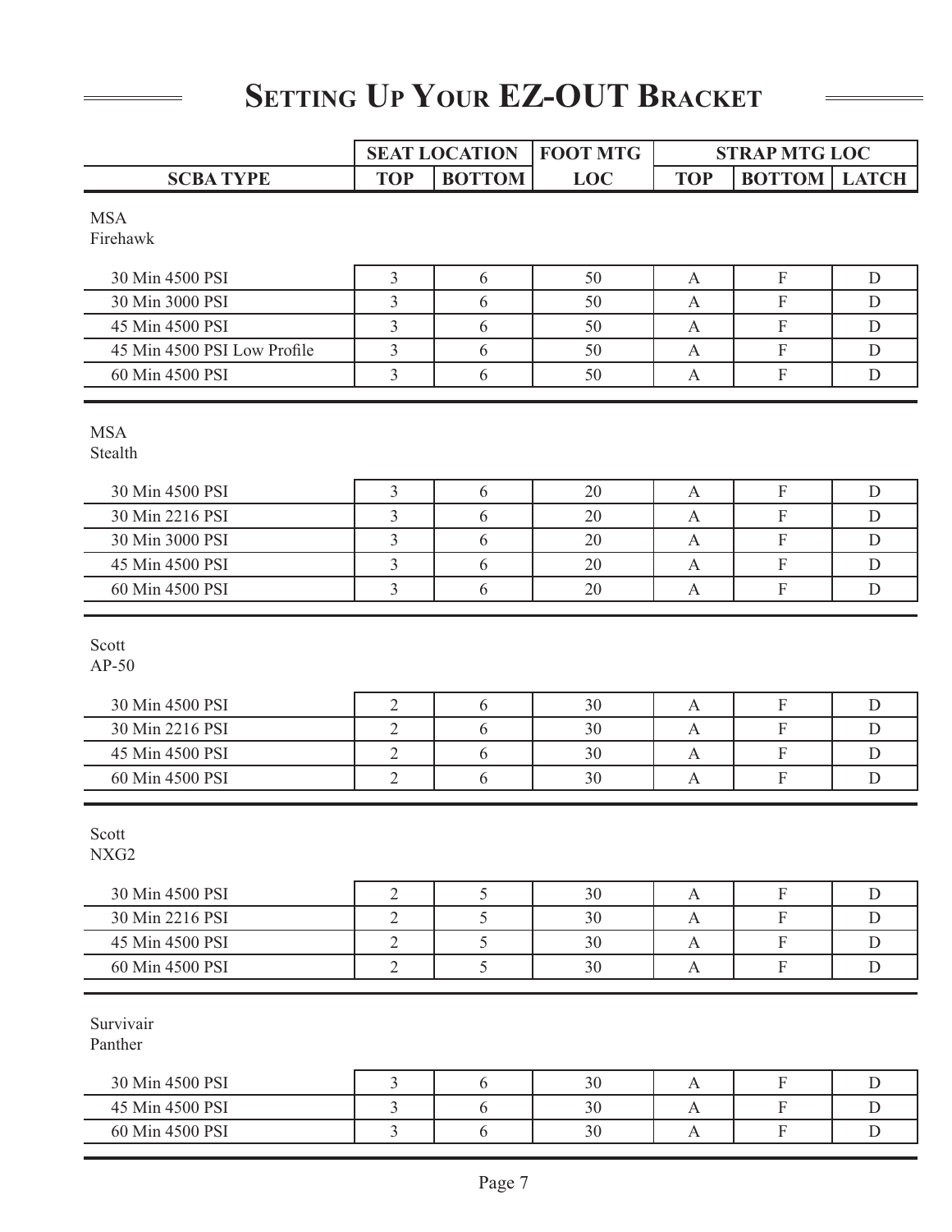# Setting Up Your EZ-OUT Bracket

| | SEAT LOCATION | | FOOT MTG | STRAP MTG LOC | | |
|---|---|---|---|---|---|---|
| **SCBA TYPE** | **TOP** | **BOTTOM** | **LOC** | **TOP** | **BOTTOM** | **LATCH** |
| **MSA Firehawk** | | | | | | |
| 30 Min 4500 PSI | 3 | 6 | 50 | A | F | D |
| 30 Min 3000 PSI | 3 | 6 | 50 | A | F | D |
| 45 Min 4500 PSI | 3 | 6 | 50 | A | F | D |
| 45 Min 4500 PSI Low Profile | 3 | 6 | 50 | A | F | D |
| 60 Min 4500 PSI | 3 | 6 | 50 | A | F | D |
| **MSA Stealth** | | | | | | |
| 30 Min 4500 PSI | 3 | 6 | 20 | A | F | D |
| 30 Min 2216 PSI | 3 | 6 | 20 | A | F | D |
| 30 Min 3000 PSI | 3 | 6 | 20 | A | F | D |
| 45 Min 4500 PSI | 3 | 6 | 20 | A | F | D |
| 60 Min 4500 PSI | 3 | 6 | 20 | A | F | D |
| **Scott AP-50** | | | | | | |
| 30 Min 4500 PSI | 2 | 6 | 30 | A | F | D |
| 30 Min 2216 PSI | 2 | 6 | 30 | A | F | D |
| 45 Min 4500 PSI | 2 | 6 | 30 | A | F | D |
| 60 Min 4500 PSI | 2 | 6 | 30 | A | F | D |
| **Scott NXG2** | | | | | | |
| 30 Min 4500 PSI | 2 | 5 | 30 | A | F | D |
| 30 Min 2216 PSI | 2 | 5 | 30 | A | F | D |
| 45 Min 4500 PSI | 2 | 5 | 30 | A | F | D |
| 60 Min 4500 PSI | 2 | 5 | 30 | A | F | D |
| **Survivair Panther** | | | | | | |
| 30 Min 4500 PSI | 3 | 6 | 30 | A | F | D |
| 45 Min 4500 PSI | 3 | 6 | 30 | A | F | D |
| 60 Min 4500 PSI | 3 | 6 | 30 | A | F | D |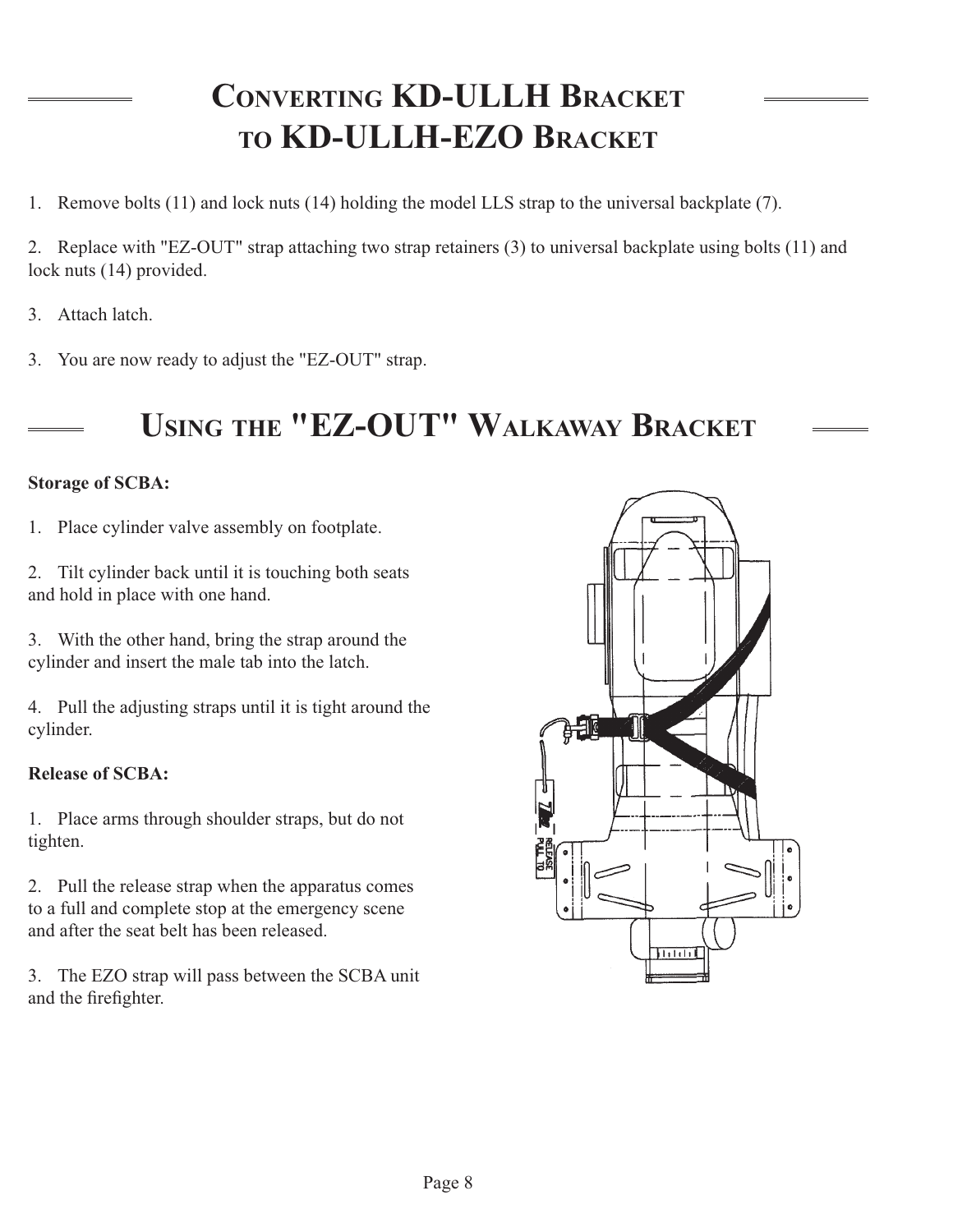# Converting KD-ULLH Bracket to KD-ULLH-EZO Bracket

1. Remove bolts (11) and lock nuts (14) holding the model LLS strap to the universal backplate (7).

2. Replace with "EZ-OUT" strap attaching two strap retainers (3) to universal backplate using bolts (11) and lock nuts (14) provided.

3. Attach latch.

3. You are now ready to adjust the "EZ-OUT" strap.

# Using the "EZ-OUT" Walkaway Bracket

**Storage of SCBA:**

1. Place cylinder valve assembly on footplate.

2. Tilt cylinder back until it is touching both seats and hold in place with one hand.

3. With the other hand, bring the strap around the cylinder and insert the male tab into the latch.

4. Pull the adjusting straps until it is tight around the cylinder.

**Release of SCBA:**

1. Place arms through shoulder straps, but do not tighten.

2. Pull the release strap when the apparatus comes to a full and complete stop at the emergency scene and after the seat belt has been released.

3. The EZO strap will pass between the SCBA unit and the firefighter.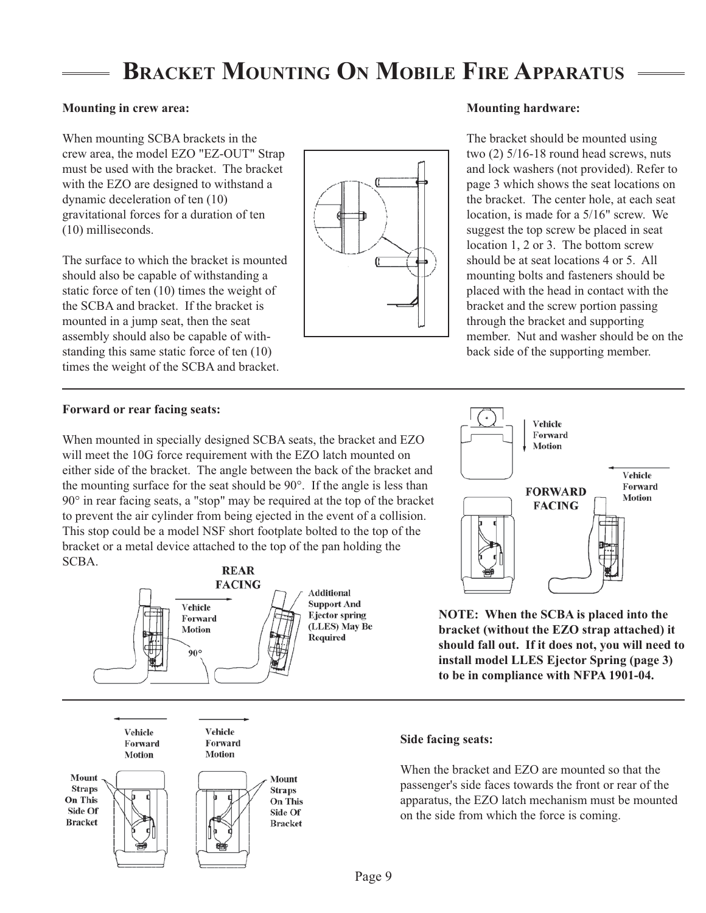# Bracket Mounting On Mobile Fire Apparatus

**Mounting in crew area:**

When mounting SCBA brackets in the crew area, the model EZO "EZ-OUT" Strap must be used with the bracket. The bracket with the EZO are designed to withstand a dynamic deceleration of ten (10) gravitational forces for a duration of ten (10) milliseconds.

The surface to which the bracket is mounted should also be capable of withstanding a static force of ten (10) times the weight of the SCBA and bracket. If the bracket is mounted in a jump seat, then the seat assembly should also be capable of withstanding this same static force of ten (10) times the weight of the SCBA and bracket.

**Mounting hardware:**

The bracket should be mounted using two (2) 5/16-18 round head screws, nuts and lock washers (not provided). Refer to page 3 which shows the seat locations on the bracket. The center hole, at each seat location, is made for a 5/16" screw. We suggest the top screw be placed in seat location 1, 2 or 3. The bottom screw should be at seat locations 4 or 5. All mounting bolts and fasteners should be placed with the head in contact with the bracket and the screw portion passing through the bracket and supporting member. Nut and washer should be on the back side of the supporting member.

**Forward or rear facing seats:**

When mounted in specially designed SCBA seats, the bracket and EZO will meet the 10G force requirement with the EZO latch mounted on either side of the bracket. The angle between the back of the bracket and the mounting surface for the seat should be 90°. If the angle is less than 90° in rear facing seats, a "stop" may be required at the top of the bracket to prevent the air cylinder from being ejected in the event of a collision. This stop could be a model NSF short footplate bolted to the top of the bracket or a metal device attached to the top of the pan holding the SCBA.

REAR FACING

Vehicle Forward Motion

90°

Additional Support And Ejector spring (LLES) May Be Required

Vehicle Forward Motion

FORWARD FACING

Vehicle Forward Motion

**NOTE: When the SCBA is placed into the bracket (without the EZO strap attached) it should fall out. If it does not, you will need to install model LLES Ejector Spring (page 3) to be in compliance with NFPA 1901-04.**

Vehicle Forward Motion

Vehicle Forward Motion

Mount Straps On This Side Of Bracket

Mount Straps On This Side Of Bracket

**Side facing seats:**

When the bracket and EZO are mounted so that the passenger's side faces towards the front or rear of the apparatus, the EZO latch mechanism must be mounted on the side from which the force is coming.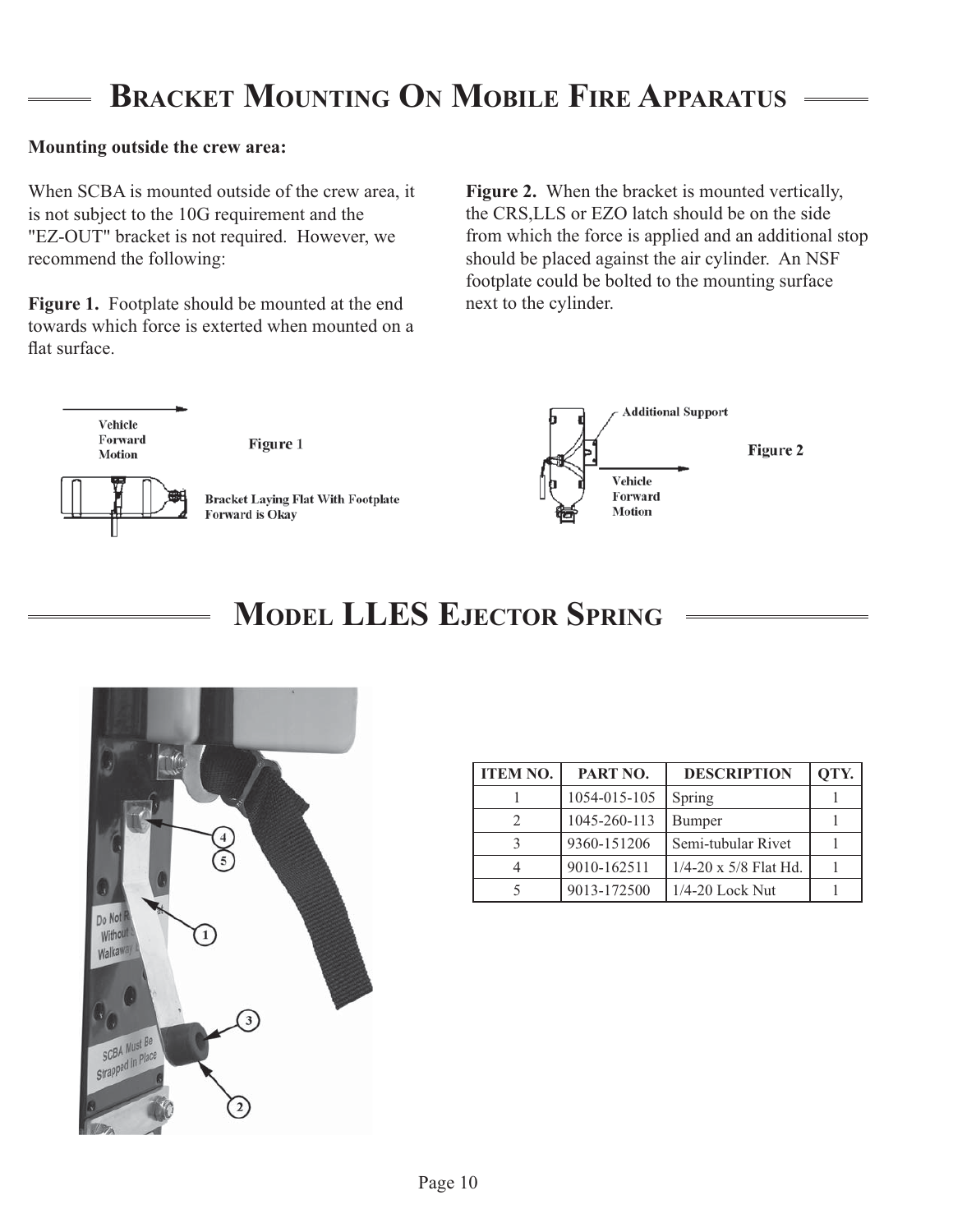# Bracket Mounting On Mobile Fire Apparatus

**Mounting outside the crew area:**

When SCBA is mounted outside of the crew area, it is not subject to the 10G requirement and the "EZ-OUT" bracket is not required. However, we recommend the following:

**Figure 1.** Footplate should be mounted at the end towards which force is exterted when mounted on a flat surface.

**Figure 2.** When the bracket is mounted vertically, the CRS,LLS or EZO latch should be on the side from which the force is applied and an additional stop should be placed against the air cylinder. An NSF footplate could be bolted to the mounting surface next to the cylinder.

Vehicle Forward Motion

Figure 1

Bracket Laying Flat With Footplate Forward is Okay

Additional Support

Figure 2

Vehicle Forward Motion

# Model LLES Ejector Spring

| ITEM NO. | PART NO. | DESCRIPTION | QTY. |
|---|---|---|---|
| 1 | 1054-015-105 | Spring | 1 |
| 2 | 1045-260-113 | Bumper | 1 |
| 3 | 9360-151206 | Semi-tubular Rivet | 1 |
| 4 | 9010-162511 | 1/4-20 x 5/8 Flat Hd. | 1 |
| 5 | 9013-172500 | 1/4-20 Lock Nut | 1 |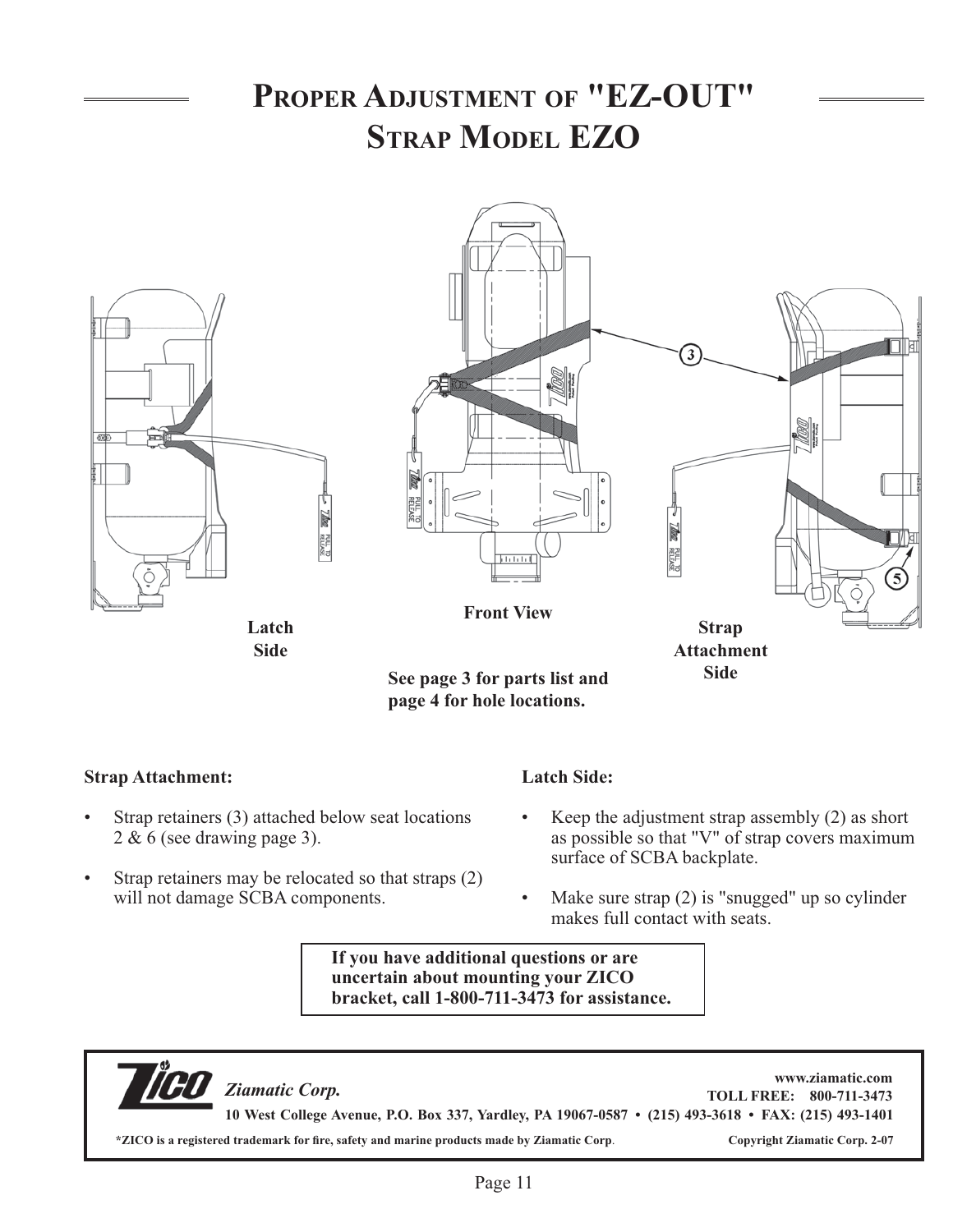# Proper Adjustment of "EZ-OUT" Strap Model EZO

Latch Side

Front View

Strap Attachment Side

**See page 3 for parts list and page 4 for hole locations.**

**Strap Attachment:**

- Strap retainers (3) attached below seat locations 2 & 6 (see drawing page 3).
- Strap retainers may be relocated so that straps (2) will not damage SCBA components.

**Latch Side:**

- Keep the adjustment strap assembly (2) as short as possible so that "V" of strap covers maximum surface of SCBA backplate.
- Make sure strap (2) is "snugged" up so cylinder makes full contact with seats.

**If you have additional questions or are uncertain about mounting your ZICO bracket, call 1-800-711-3473 for assistance.**

*Ziamatic Corp.*

**www.ziamatic.com**
**TOLL FREE: 800-711-3473**
**10 West College Avenue, P.O. Box 337, Yardley, PA 19067-0587 • (215) 493-3618 • FAX: (215) 493-1401**

***ZICO is a registered trademark for fire, safety and marine products made by Ziamatic Corp.** **Copyright Ziamatic Corp. 2-07**